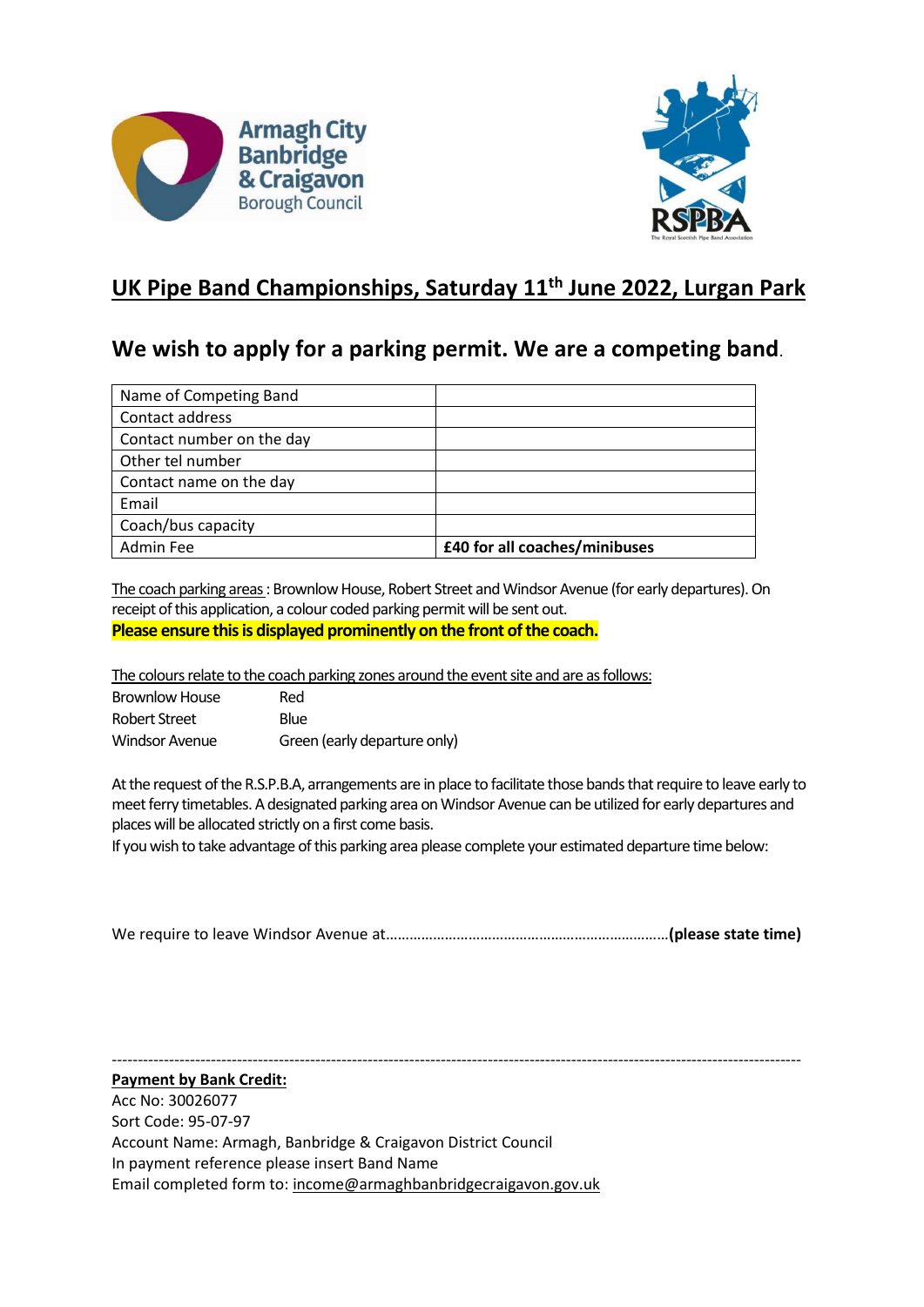## UK Pipe Band Championships, Saturday 11th June 2022, Lurgan Park

## We wish to apply for a parking permit. We are a competing band.

| Name of Competing Band | |
|---|---|
| Contact address | |
| Contact number on the day | |
| Other tel number | |
| Contact name on the day | |
| Email | |
| Coach/bus capacity | |
| Admin Fee | **£40 for all coaches/minibuses** |

The coach parking areas : Brownlow House, Robert Street and Windsor Avenue (for early departures). On receipt of this application, a colour coded parking permit will be sent out.

**Please ensure this is displayed prominently on the front of the coach.**

The colours relate to the coach parking zones around the event site and are as follows:

| Brownlow House | Red |
|---|---|
| Robert Street | Blue |
| Windsor Avenue | Green (early departure only) |

At the request of the R.S.P.B.A, arrangements are in place to facilitate those bands that require to leave early to meet ferry timetables. A designated parking area on Windsor Avenue can be utilized for early departures and places will be allocated strictly on a first come basis.

If you wish to take advantage of this parking area please complete your estimated departure time below:

We require to leave Windsor Avenue at…………………………………………………………………**(please state time)**

---

**Payment by Bank Credit:**

Acc No: 30026077

Sort Code: 95-07-97

Account Name: Armagh, Banbridge & Craigavon District Council

In payment reference please insert Band Name

Email completed form to: income@armaghbanbridgecraigavon.gov.uk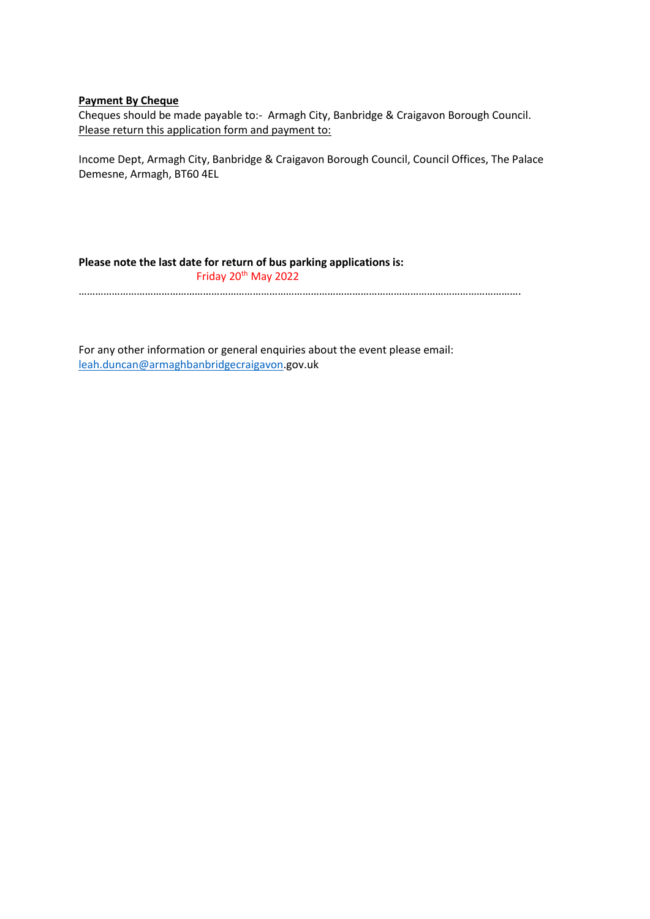**<u>Payment By Cheque</u>**

Cheques should be made payable to:- Armagh City, Banbridge & Craigavon Borough Council.
<u>Please return this application form and payment to:</u>

Income Dept, Armagh City, Banbridge & Craigavon Borough Council, Council Offices, The Palace Demesne, Armagh, BT60 4EL

**Please note the last date for return of bus parking applications is:**

Friday 20th May 2022

………………………………………………………………………………………………………………………………………….

For any other information or general enquiries about the event please email:
leah.duncan@armaghbanbridgecraigavon.gov.uk